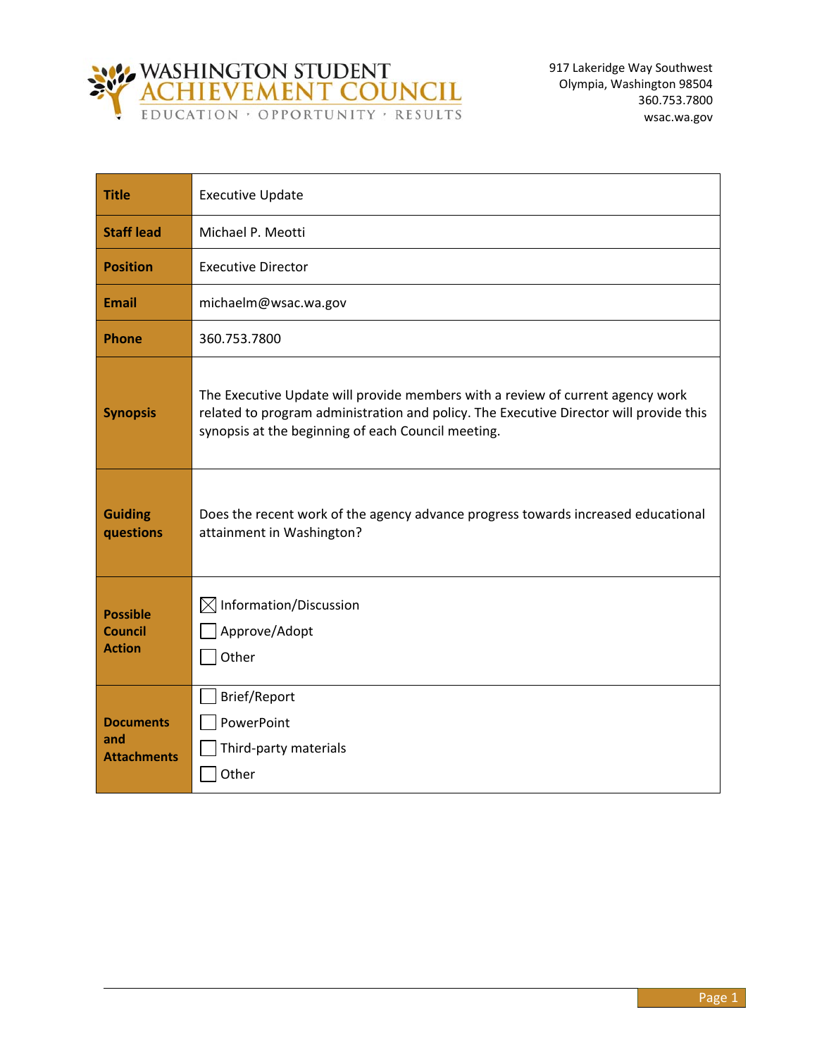**WASHINGTON STUDENT ACHIEVEMENT COUNCIL**
EDUCATION · OPPORTUNITY · RESULTS

917 Lakeridge Way Southwest
Olympia, Washington 98504
360.753.7800
wsac.wa.gov

| **Title** | Executive Update |
|---|---|
| **Staff lead** | Michael P. Meotti |
| **Position** | Executive Director |
| **Email** | michaelm@wsac.wa.gov |
| **Phone** | 360.753.7800 |
| **Synopsis** | The Executive Update will provide members with a review of current agency work related to program administration and policy. The Executive Director will provide this synopsis at the beginning of each Council meeting. |
| **Guiding questions** | Does the recent work of the agency advance progress towards increased educational attainment in Washington? |
| **Possible Council Action** | ☒ Information/Discussion<br>☐ Approve/Adopt<br>☐ Other |
| **Documents and Attachments** | ☐ Brief/Report<br>☐ PowerPoint<br>☐ Third-party materials<br>☐ Other |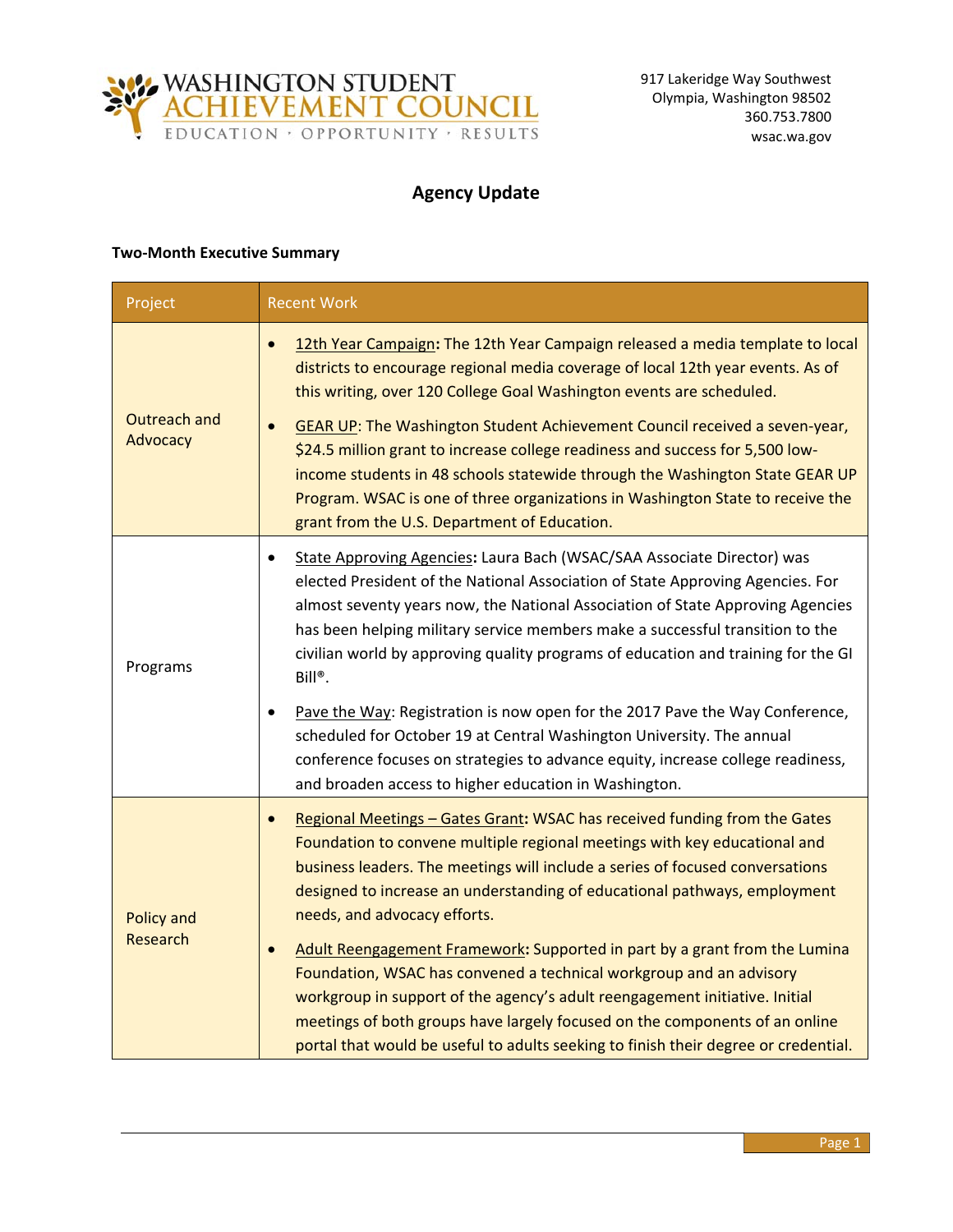WASHINGTON STUDENT ACHIEVEMENT COUNCIL
EDUCATION · OPPORTUNITY · RESULTS

917 Lakeridge Way Southwest
Olympia, Washington 98502
360.753.7800
wsac.wa.gov

# Agency Update

### Two-Month Executive Summary

| Project | Recent Work |
|---|---|
| Outreach and Advocacy | • 12th Year Campaign**:** The 12th Year Campaign released a media template to local districts to encourage regional media coverage of local 12th year events. As of this writing, over 120 College Goal Washington events are scheduled.<br><br>• GEAR UP: The Washington Student Achievement Council received a seven-year, $24.5 million grant to increase college readiness and success for 5,500 low-income students in 48 schools statewide through the Washington State GEAR UP Program. WSAC is one of three organizations in Washington State to receive the grant from the U.S. Department of Education. |
| Programs | • State Approving Agencies**:** Laura Bach (WSAC/SAA Associate Director) was elected President of the National Association of State Approving Agencies. For almost seventy years now, the National Association of State Approving Agencies has been helping military service members make a successful transition to the civilian world by approving quality programs of education and training for the GI Bill®.<br><br>• Pave the Way: Registration is now open for the 2017 Pave the Way Conference, scheduled for October 19 at Central Washington University. The annual conference focuses on strategies to advance equity, increase college readiness, and broaden access to higher education in Washington. |
| Policy and Research | • Regional Meetings – Gates Grant**:** WSAC has received funding from the Gates Foundation to convene multiple regional meetings with key educational and business leaders. The meetings will include a series of focused conversations designed to increase an understanding of educational pathways, employment needs, and advocacy efforts.<br><br>• Adult Reengagement Framework**:** Supported in part by a grant from the Lumina Foundation, WSAC has convened a technical workgroup and an advisory workgroup in support of the agency's adult reengagement initiative. Initial meetings of both groups have largely focused on the components of an online portal that would be useful to adults seeking to finish their degree or credential. |